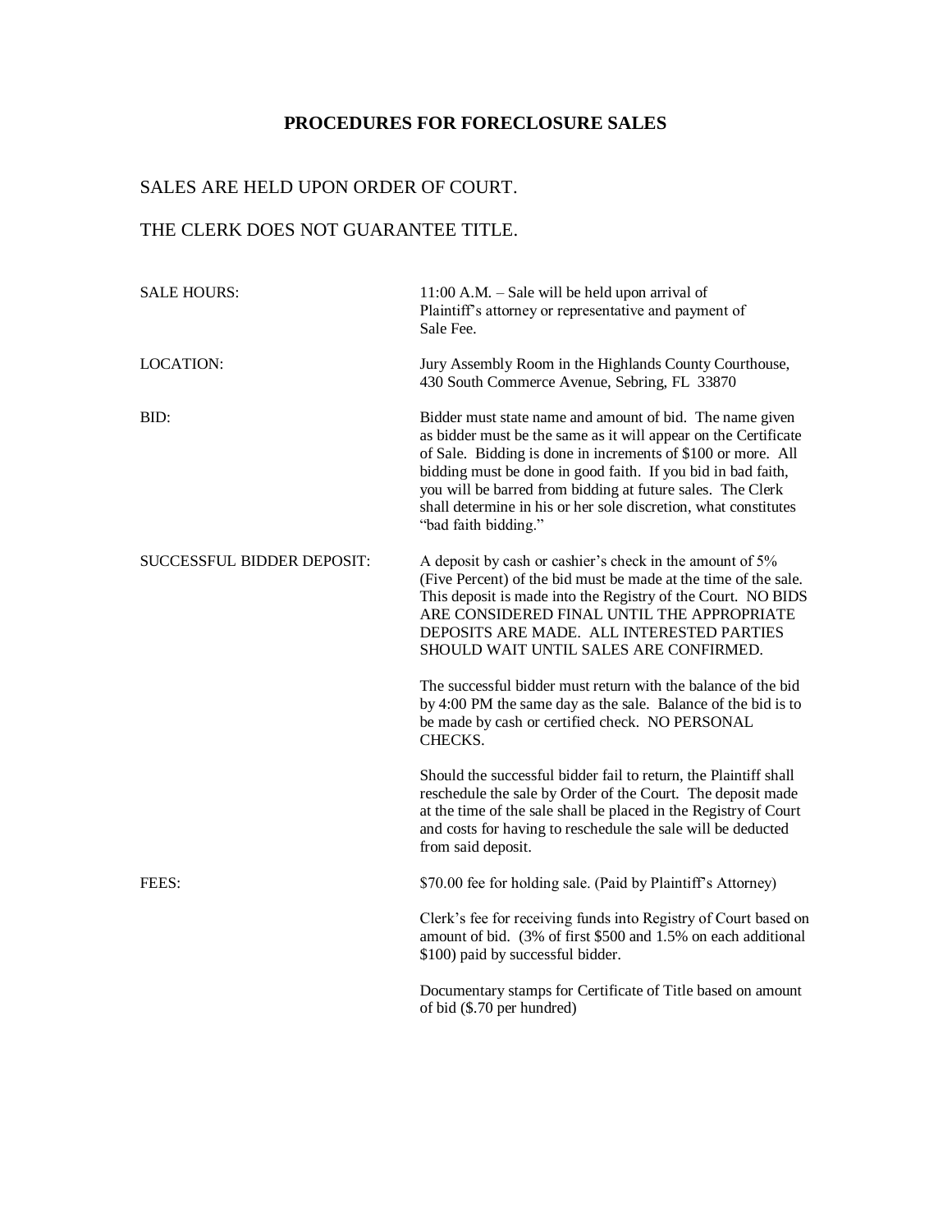# PROCEDURES FOR FORECLOSURE SALES

SALES ARE HELD UPON ORDER OF COURT.

THE CLERK DOES NOT GUARANTEE TITLE.

| | |
|---|---|
| SALE HOURS: | 11:00 A.M. – Sale will be held upon arrival of Plaintiff's attorney or representative and payment of Sale Fee. |
| LOCATION: | Jury Assembly Room in the Highlands County Courthouse, 430 South Commerce Avenue, Sebring, FL 33870 |
| BID: | Bidder must state name and amount of bid. The name given as bidder must be the same as it will appear on the Certificate of Sale. Bidding is done in increments of $100 or more. All bidding must be done in good faith. If you bid in bad faith, you will be barred from bidding at future sales. The Clerk shall determine in his or her sole discretion, what constitutes "bad faith bidding." |
| SUCCESSFUL BIDDER DEPOSIT: | A deposit by cash or cashier's check in the amount of 5% (Five Percent) of the bid must be made at the time of the sale. This deposit is made into the Registry of the Court. NO BIDS ARE CONSIDERED FINAL UNTIL THE APPROPRIATE DEPOSITS ARE MADE. ALL INTERESTED PARTIES SHOULD WAIT UNTIL SALES ARE CONFIRMED.<br><br>The successful bidder must return with the balance of the bid by 4:00 PM the same day as the sale. Balance of the bid is to be made by cash or certified check. NO PERSONAL CHECKS.<br><br>Should the successful bidder fail to return, the Plaintiff shall reschedule the sale by Order of the Court. The deposit made at the time of the sale shall be placed in the Registry of Court and costs for having to reschedule the sale will be deducted from said deposit. |
| FEES: | $70.00 fee for holding sale. (Paid by Plaintiff's Attorney)<br><br>Clerk's fee for receiving funds into Registry of Court based on amount of bid. (3% of first $500 and 1.5% on each additional $100) paid by successful bidder.<br><br>Documentary stamps for Certificate of Title based on amount of bid ($.70 per hundred) |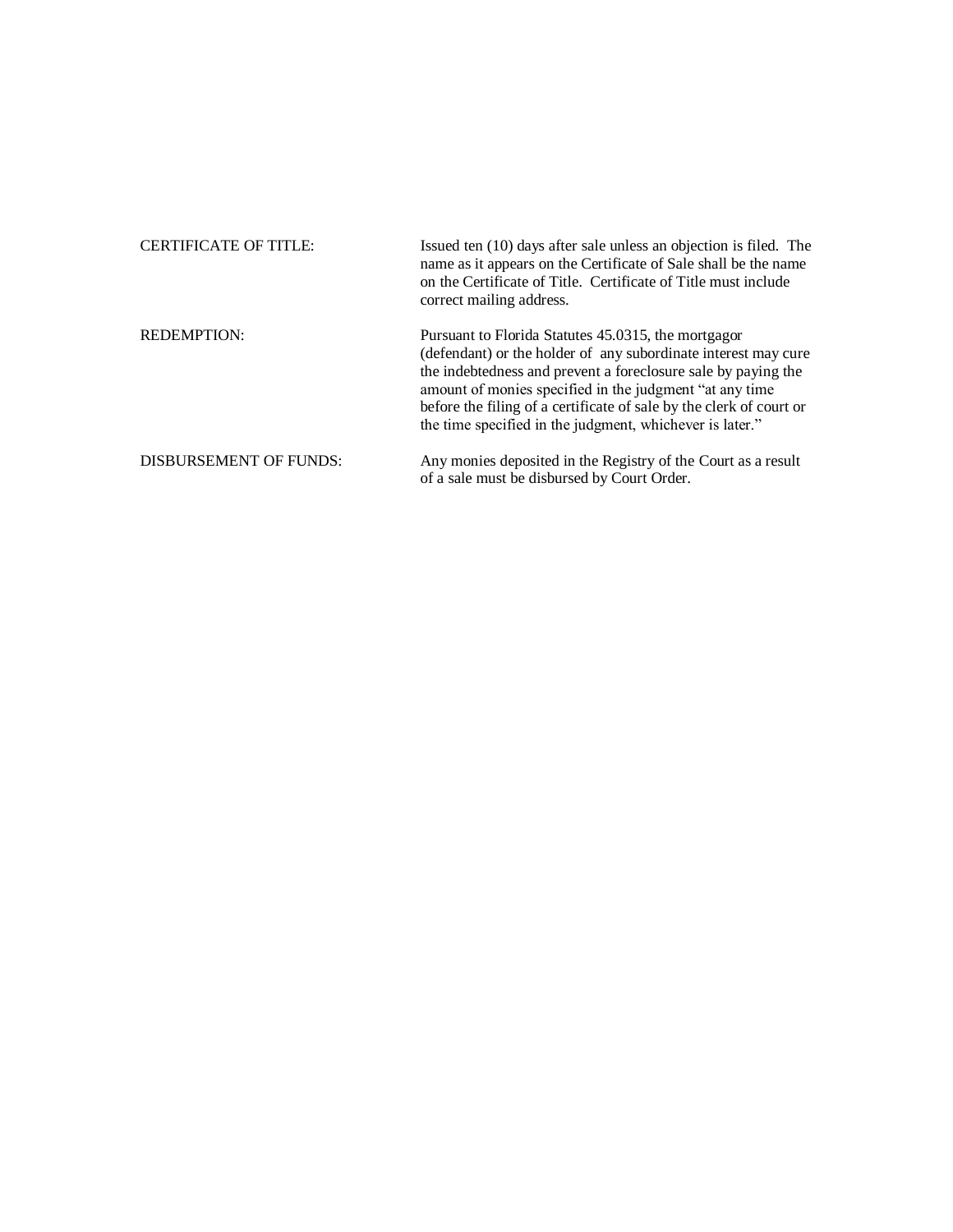| | |
|---|---|
| CERTIFICATE OF TITLE: | Issued ten (10) days after sale unless an objection is filed. The name as it appears on the Certificate of Sale shall be the name on the Certificate of Title. Certificate of Title must include correct mailing address. |
| REDEMPTION: | Pursuant to Florida Statutes 45.0315, the mortgagor (defendant) or the holder of any subordinate interest may cure the indebtedness and prevent a foreclosure sale by paying the amount of monies specified in the judgment "at any time before the filing of a certificate of sale by the clerk of court or the time specified in the judgment, whichever is later." |
| DISBURSEMENT OF FUNDS: | Any monies deposited in the Registry of the Court as a result of a sale must be disbursed by Court Order. |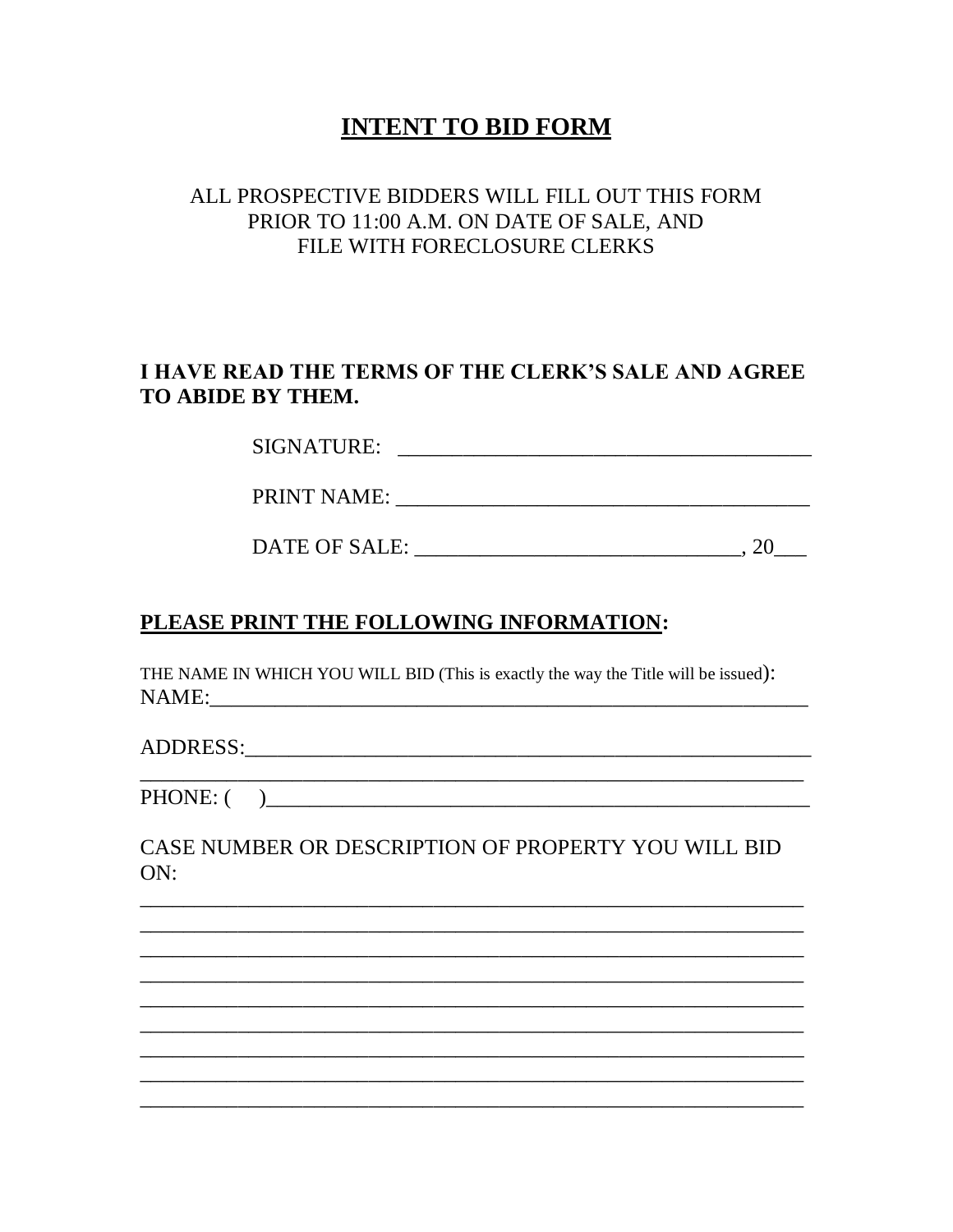# INTENT TO BID FORM

ALL PROSPECTIVE BIDDERS WILL FILL OUT THIS FORM
PRIOR TO 11:00 A.M. ON DATE OF SALE, AND
FILE WITH FORECLOSURE CLERKS

**I HAVE READ THE TERMS OF THE CLERK'S SALE AND AGREE TO ABIDE BY THEM.**

SIGNATURE: _____________________________________

PRINT NAME: _____________________________________

DATE OF SALE: _____________________________, 20___

## PLEASE PRINT THE FOLLOWING INFORMATION:

THE NAME IN WHICH YOU WILL BID (This is exactly the way the Title will be issued):
NAME:_________________________________________________________

ADDRESS:______________________________________________________
______________________________________________________________

PHONE: (     )__________________________________________________

CASE NUMBER OR DESCRIPTION OF PROPERTY YOU WILL BID ON:

______________________________________________________________
______________________________________________________________
______________________________________________________________
______________________________________________________________
______________________________________________________________
______________________________________________________________
______________________________________________________________
______________________________________________________________
______________________________________________________________